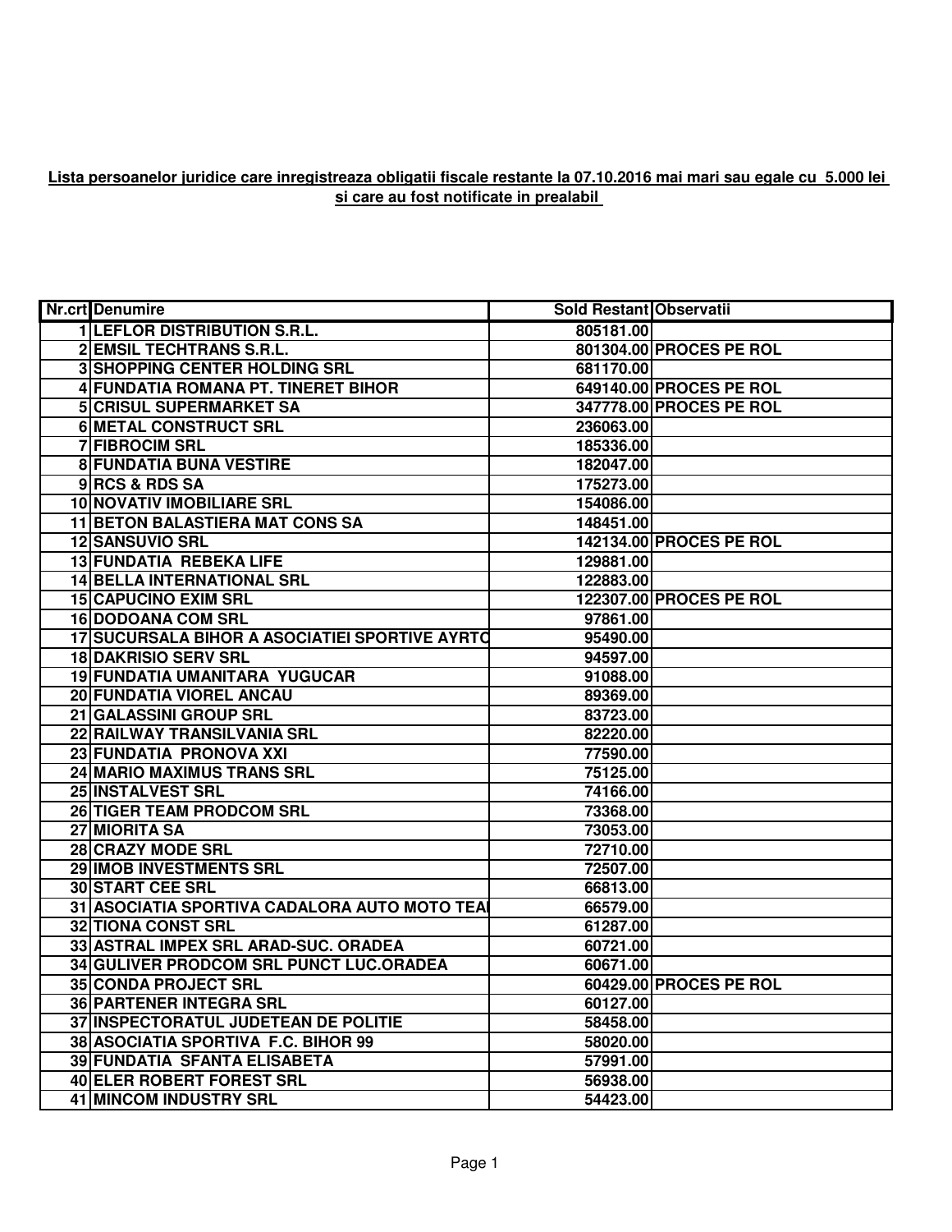**Lista persoanelor juridice care inregistreaza obligatii fiscale restante la 07.10.2016 mai mari sau egale cu 5.000 lei si care au fost notificate in prealabil**

| Nr.crt | Denumire | Sold Restant | Observatii |
|---|---|---|---|
| 1 | LEFLOR DISTRIBUTION S.R.L. | 805181.00 | |
| 2 | EMSIL TECHTRANS S.R.L. | 801304.00 | PROCES PE ROL |
| 3 | SHOPPING CENTER HOLDING SRL | 681170.00 | |
| 4 | FUNDATIA ROMANA PT. TINERET BIHOR | 649140.00 | PROCES PE ROL |
| 5 | CRISUL SUPERMARKET SA | 347778.00 | PROCES PE ROL |
| 6 | METAL CONSTRUCT SRL | 236063.00 | |
| 7 | FIBROCIM SRL | 185336.00 | |
| 8 | FUNDATIA BUNA VESTIRE | 182047.00 | |
| 9 | RCS & RDS SA | 175273.00 | |
| 10 | NOVATIV IMOBILIARE SRL | 154086.00 | |
| 11 | BETON BALASTIERA MAT CONS SA | 148451.00 | |
| 12 | SANSUVIO SRL | 142134.00 | PROCES PE ROL |
| 13 | FUNDATIA REBEKA LIFE | 129881.00 | |
| 14 | BELLA INTERNATIONAL SRL | 122883.00 | |
| 15 | CAPUCINO EXIM SRL | 122307.00 | PROCES PE ROL |
| 16 | DODOANA COM SRL | 97861.00 | |
| 17 | SUCURSALA BIHOR A ASOCIATIEI SPORTIVE AYRTO | 95490.00 | |
| 18 | DAKRISIO SERV SRL | 94597.00 | |
| 19 | FUNDATIA UMANITARA YUGUCAR | 91088.00 | |
| 20 | FUNDATIA VIOREL ANCAU | 89369.00 | |
| 21 | GALASSINI GROUP SRL | 83723.00 | |
| 22 | RAILWAY TRANSILVANIA SRL | 82220.00 | |
| 23 | FUNDATIA PRONOVA XXI | 77590.00 | |
| 24 | MARIO MAXIMUS TRANS SRL | 75125.00 | |
| 25 | INSTALVEST SRL | 74166.00 | |
| 26 | TIGER TEAM PRODCOM SRL | 73368.00 | |
| 27 | MIORITA SA | 73053.00 | |
| 28 | CRAZY MODE SRL | 72710.00 | |
| 29 | IMOB INVESTMENTS SRL | 72507.00 | |
| 30 | START CEE SRL | 66813.00 | |
| 31 | ASOCIATIA SPORTIVA CADALORA AUTO MOTO TEAI | 66579.00 | |
| 32 | TIONA CONST SRL | 61287.00 | |
| 33 | ASTRAL IMPEX SRL ARAD-SUC. ORADEA | 60721.00 | |
| 34 | GULIVER PRODCOM SRL PUNCT LUC.ORADEA | 60671.00 | |
| 35 | CONDA PROJECT SRL | 60429.00 | PROCES PE ROL |
| 36 | PARTENER INTEGRA SRL | 60127.00 | |
| 37 | INSPECTORATUL JUDETEAN DE POLITIE | 58458.00 | |
| 38 | ASOCIATIA SPORTIVA F.C. BIHOR 99 | 58020.00 | |
| 39 | FUNDATIA SFANTA ELISABETA | 57991.00 | |
| 40 | ELER ROBERT FOREST SRL | 56938.00 | |
| 41 | MINCOM INDUSTRY SRL | 54423.00 | |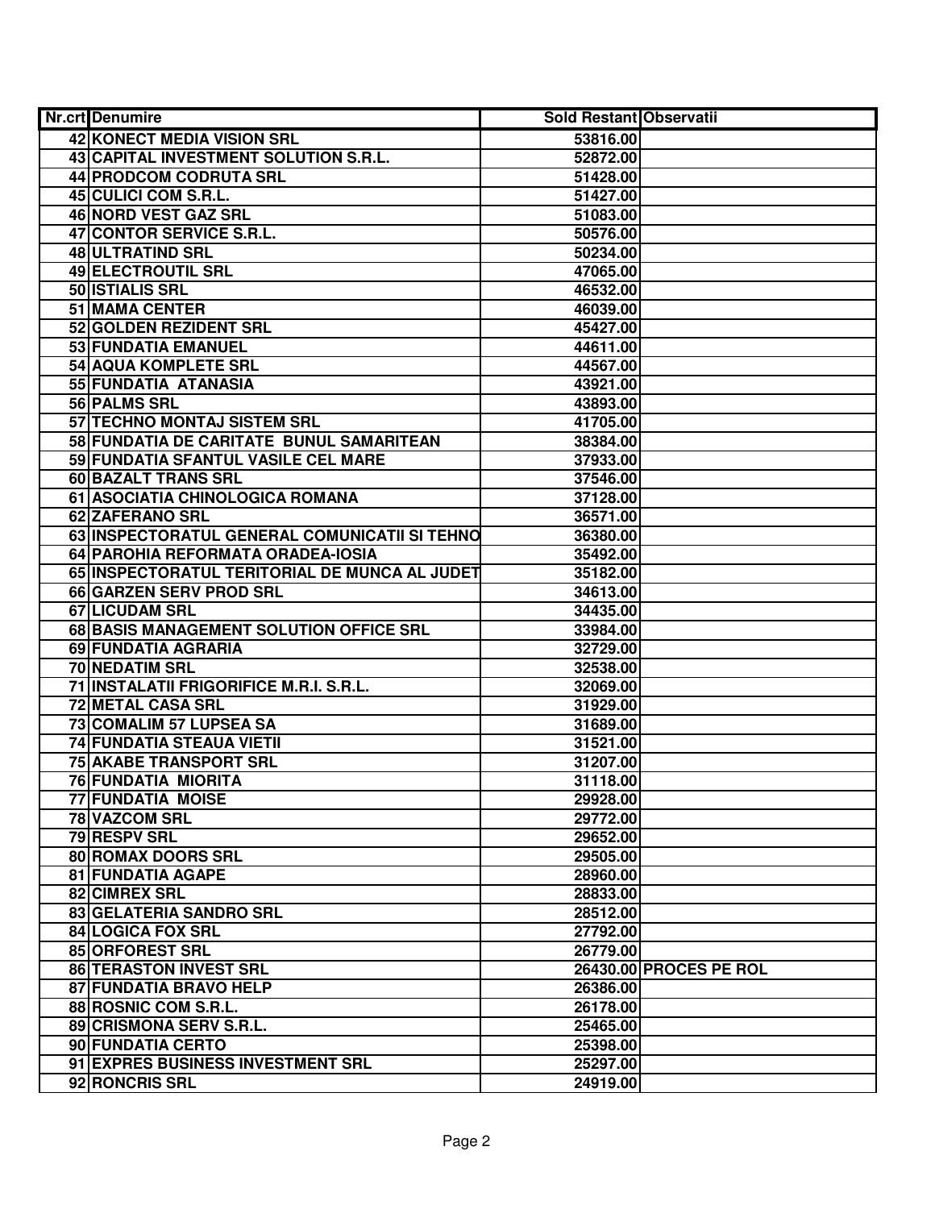| Nr.crt | Denumire | Sold Restant | Observatii |
|---|---|---|---|
| 42 | KONECT MEDIA VISION SRL | 53816.00 | |
| 43 | CAPITAL INVESTMENT SOLUTION S.R.L. | 52872.00 | |
| 44 | PRODCOM CODRUTA SRL | 51428.00 | |
| 45 | CULICI COM S.R.L. | 51427.00 | |
| 46 | NORD VEST GAZ SRL | 51083.00 | |
| 47 | CONTOR SERVICE S.R.L. | 50576.00 | |
| 48 | ULTRATIND SRL | 50234.00 | |
| 49 | ELECTROUTIL SRL | 47065.00 | |
| 50 | ISTIALIS SRL | 46532.00 | |
| 51 | MAMA CENTER | 46039.00 | |
| 52 | GOLDEN REZIDENT SRL | 45427.00 | |
| 53 | FUNDATIA EMANUEL | 44611.00 | |
| 54 | AQUA KOMPLETE SRL | 44567.00 | |
| 55 | FUNDATIA ATANASIA | 43921.00 | |
| 56 | PALMS SRL | 43893.00 | |
| 57 | TECHNO MONTAJ SISTEM SRL | 41705.00 | |
| 58 | FUNDATIA DE CARITATE BUNUL SAMARITEAN | 38384.00 | |
| 59 | FUNDATIA SFANTUL VASILE CEL MARE | 37933.00 | |
| 60 | BAZALT TRANS SRL | 37546.00 | |
| 61 | ASOCIATIA CHINOLOGICA ROMANA | 37128.00 | |
| 62 | ZAFERANO SRL | 36571.00 | |
| 63 | INSPECTORATUL GENERAL COMUNICATII SI TEHNO | 36380.00 | |
| 64 | PAROHIA REFORMATA ORADEA-IOSIA | 35492.00 | |
| 65 | INSPECTORATUL TERITORIAL DE MUNCA AL JUDET | 35182.00 | |
| 66 | GARZEN SERV PROD SRL | 34613.00 | |
| 67 | LICUDAM SRL | 34435.00 | |
| 68 | BASIS MANAGEMENT SOLUTION OFFICE SRL | 33984.00 | |
| 69 | FUNDATIA AGRARIA | 32729.00 | |
| 70 | NEDATIM SRL | 32538.00 | |
| 71 | INSTALATII FRIGORIFICE M.R.I. S.R.L. | 32069.00 | |
| 72 | METAL CASA SRL | 31929.00 | |
| 73 | COMALIM 57 LUPSEA SA | 31689.00 | |
| 74 | FUNDATIA STEAUA VIETII | 31521.00 | |
| 75 | AKABE TRANSPORT SRL | 31207.00 | |
| 76 | FUNDATIA MIORITA | 31118.00 | |
| 77 | FUNDATIA MOISE | 29928.00 | |
| 78 | VAZCOM SRL | 29772.00 | |
| 79 | RESPV SRL | 29652.00 | |
| 80 | ROMAX DOORS SRL | 29505.00 | |
| 81 | FUNDATIA AGAPE | 28960.00 | |
| 82 | CIMREX SRL | 28833.00 | |
| 83 | GELATERIA SANDRO SRL | 28512.00 | |
| 84 | LOGICA FOX SRL | 27792.00 | |
| 85 | ORFOREST SRL | 26779.00 | |
| 86 | TERASTON INVEST SRL | 26430.00 | PROCES PE ROL |
| 87 | FUNDATIA BRAVO HELP | 26386.00 | |
| 88 | ROSNIC COM S.R.L. | 26178.00 | |
| 89 | CRISMONA SERV S.R.L. | 25465.00 | |
| 90 | FUNDATIA CERTO | 25398.00 | |
| 91 | EXPRES BUSINESS INVESTMENT SRL | 25297.00 | |
| 92 | RONCRIS SRL | 24919.00 | |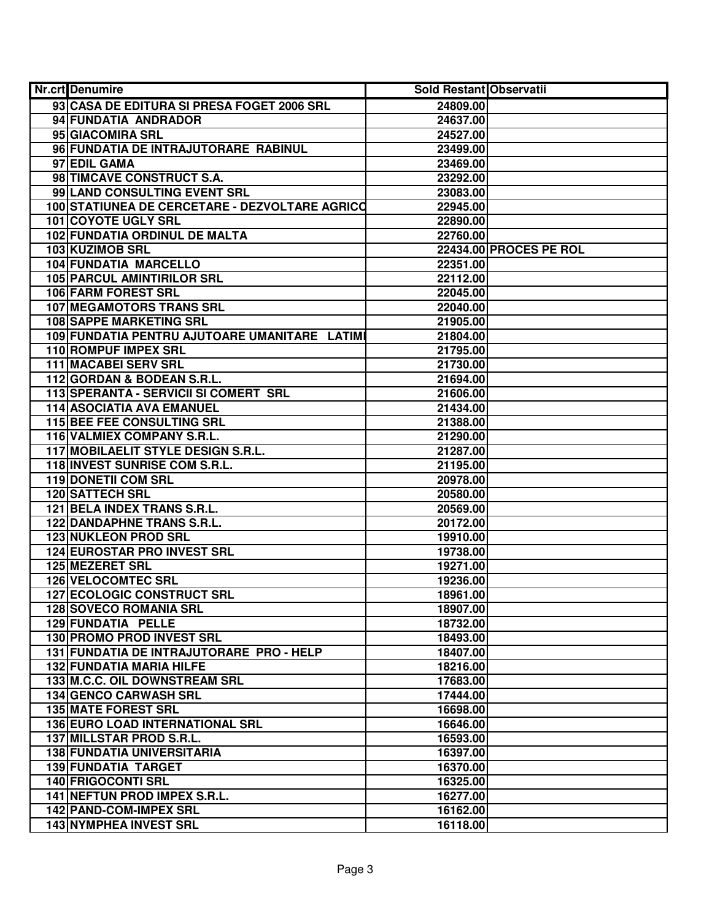| Nr.crt | Denumire | Sold Restant | Observatii |
|---|---|---|---|
| 93 | CASA DE EDITURA SI PRESA FOGET 2006 SRL | 24809.00 | |
| 94 | FUNDATIA ANDRADOR | 24637.00 | |
| 95 | GIACOMIRA SRL | 24527.00 | |
| 96 | FUNDATIA DE INTRAJUTORARE RABINUL | 23499.00 | |
| 97 | EDIL GAMA | 23469.00 | |
| 98 | TIMCAVE CONSTRUCT S.A. | 23292.00 | |
| 99 | LAND CONSULTING EVENT SRL | 23083.00 | |
| 100 | STATIUNEA DE CERCETARE - DEZVOLTARE AGRICO | 22945.00 | |
| 101 | COYOTE UGLY SRL | 22890.00 | |
| 102 | FUNDATIA ORDINUL DE MALTA | 22760.00 | |
| 103 | KUZIMOB SRL | 22434.00 | PROCES PE ROL |
| 104 | FUNDATIA MARCELLO | 22351.00 | |
| 105 | PARCUL AMINTIRILOR SRL | 22112.00 | |
| 106 | FARM FOREST SRL | 22045.00 | |
| 107 | MEGAMOTORS TRANS SRL | 22040.00 | |
| 108 | SAPPE MARKETING SRL | 21905.00 | |
| 109 | FUNDATIA PENTRU AJUTOARE UMANITARE LATIMI | 21804.00 | |
| 110 | ROMPUF IMPEX SRL | 21795.00 | |
| 111 | MACABEI SERV SRL | 21730.00 | |
| 112 | GORDAN & BODEAN S.R.L. | 21694.00 | |
| 113 | SPERANTA - SERVICII SI COMERT SRL | 21606.00 | |
| 114 | ASOCIATIA AVA EMANUEL | 21434.00 | |
| 115 | BEE FEE CONSULTING SRL | 21388.00 | |
| 116 | VALMIEX COMPANY S.R.L. | 21290.00 | |
| 117 | MOBILAELIT STYLE DESIGN S.R.L. | 21287.00 | |
| 118 | INVEST SUNRISE COM S.R.L. | 21195.00 | |
| 119 | DONETII COM SRL | 20978.00 | |
| 120 | SATTECH SRL | 20580.00 | |
| 121 | BELA INDEX TRANS S.R.L. | 20569.00 | |
| 122 | DANDAPHNE TRANS S.R.L. | 20172.00 | |
| 123 | NUKLEON PROD SRL | 19910.00 | |
| 124 | EUROSTAR PRO INVEST SRL | 19738.00 | |
| 125 | MEZERET SRL | 19271.00 | |
| 126 | VELOCOMTEC SRL | 19236.00 | |
| 127 | ECOLOGIC CONSTRUCT SRL | 18961.00 | |
| 128 | SOVECO ROMANIA SRL | 18907.00 | |
| 129 | FUNDATIA PELLE | 18732.00 | |
| 130 | PROMO PROD INVEST SRL | 18493.00 | |
| 131 | FUNDATIA DE INTRAJUTORARE PRO - HELP | 18407.00 | |
| 132 | FUNDATIA MARIA HILFE | 18216.00 | |
| 133 | M.C.C. OIL DOWNSTREAM SRL | 17683.00 | |
| 134 | GENCO CARWASH SRL | 17444.00 | |
| 135 | MATE FOREST SRL | 16698.00 | |
| 136 | EURO LOAD INTERNATIONAL SRL | 16646.00 | |
| 137 | MILLSTAR PROD S.R.L. | 16593.00 | |
| 138 | FUNDATIA UNIVERSITARIA | 16397.00 | |
| 139 | FUNDATIA TARGET | 16370.00 | |
| 140 | FRIGOCONTI SRL | 16325.00 | |
| 141 | NEFTUN PROD IMPEX S.R.L. | 16277.00 | |
| 142 | PAND-COM-IMPEX SRL | 16162.00 | |
| 143 | NYMPHEA INVEST SRL | 16118.00 | |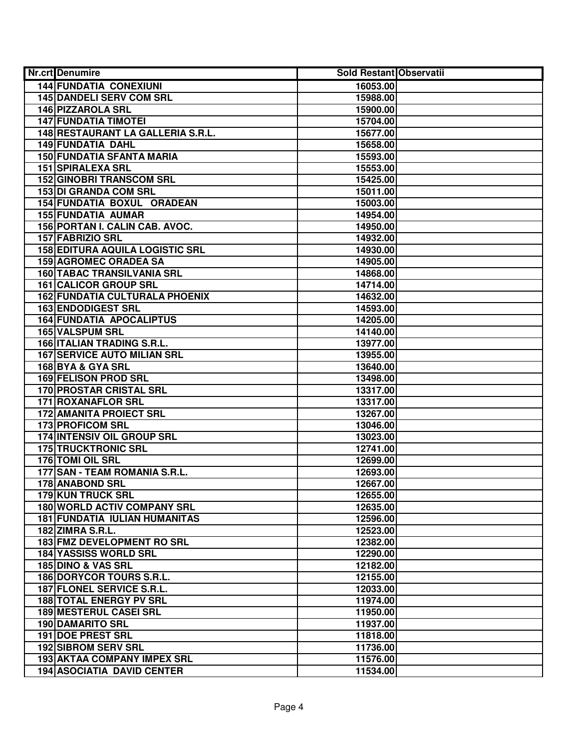| Nr.crt | Denumire | Sold Restant | Observatii |
|---|---|---|---|
| 144 | FUNDATIA CONEXIUNI | 16053.00 | |
| 145 | DANDELI SERV COM SRL | 15988.00 | |
| 146 | PIZZAROLA SRL | 15900.00 | |
| 147 | FUNDATIA TIMOTEI | 15704.00 | |
| 148 | RESTAURANT LA GALLERIA S.R.L. | 15677.00 | |
| 149 | FUNDATIA DAHL | 15658.00 | |
| 150 | FUNDATIA SFANTA MARIA | 15593.00 | |
| 151 | SPIRALEXA SRL | 15553.00 | |
| 152 | GINOBRI TRANSCOM SRL | 15425.00 | |
| 153 | DI GRANDA COM SRL | 15011.00 | |
| 154 | FUNDATIA BOXUL ORADEAN | 15003.00 | |
| 155 | FUNDATIA AUMAR | 14954.00 | |
| 156 | PORTAN I. CALIN CAB. AVOC. | 14950.00 | |
| 157 | FABRIZIO SRL | 14932.00 | |
| 158 | EDITURA AQUILA LOGISTIC SRL | 14930.00 | |
| 159 | AGROMEC ORADEA SA | 14905.00 | |
| 160 | TABAC TRANSILVANIA SRL | 14868.00 | |
| 161 | CALICOR GROUP SRL | 14714.00 | |
| 162 | FUNDATIA CULTURALA PHOENIX | 14632.00 | |
| 163 | ENDODIGEST SRL | 14593.00 | |
| 164 | FUNDATIA APOCALIPTUS | 14205.00 | |
| 165 | VALSPUM SRL | 14140.00 | |
| 166 | ITALIAN TRADING S.R.L. | 13977.00 | |
| 167 | SERVICE AUTO MILIAN SRL | 13955.00 | |
| 168 | BYA & GYA SRL | 13640.00 | |
| 169 | FELISON PROD SRL | 13498.00 | |
| 170 | PROSTAR CRISTAL SRL | 13317.00 | |
| 171 | ROXANAFLOR SRL | 13317.00 | |
| 172 | AMANITA PROIECT SRL | 13267.00 | |
| 173 | PROFICOM SRL | 13046.00 | |
| 174 | INTENSIV OIL GROUP SRL | 13023.00 | |
| 175 | TRUCKTRONIC SRL | 12741.00 | |
| 176 | TOMI OIL SRL | 12699.00 | |
| 177 | SAN - TEAM ROMANIA S.R.L. | 12693.00 | |
| 178 | ANABOND SRL | 12667.00 | |
| 179 | KUN TRUCK SRL | 12655.00 | |
| 180 | WORLD ACTIV COMPANY SRL | 12635.00 | |
| 181 | FUNDATIA IULIAN HUMANITAS | 12596.00 | |
| 182 | ZIMRA S.R.L. | 12523.00 | |
| 183 | FMZ DEVELOPMENT RO SRL | 12382.00 | |
| 184 | YASSISS WORLD SRL | 12290.00 | |
| 185 | DINO & VAS SRL | 12182.00 | |
| 186 | DORYCOR TOURS S.R.L. | 12155.00 | |
| 187 | FLONEL SERVICE S.R.L. | 12033.00 | |
| 188 | TOTAL ENERGY PV SRL | 11974.00 | |
| 189 | MESTERUL CASEI SRL | 11950.00 | |
| 190 | DAMARITO SRL | 11937.00 | |
| 191 | DOE PREST SRL | 11818.00 | |
| 192 | SIBROM SERV SRL | 11736.00 | |
| 193 | AKTAA COMPANY IMPEX SRL | 11576.00 | |
| 194 | ASOCIATIA DAVID CENTER | 11534.00 | |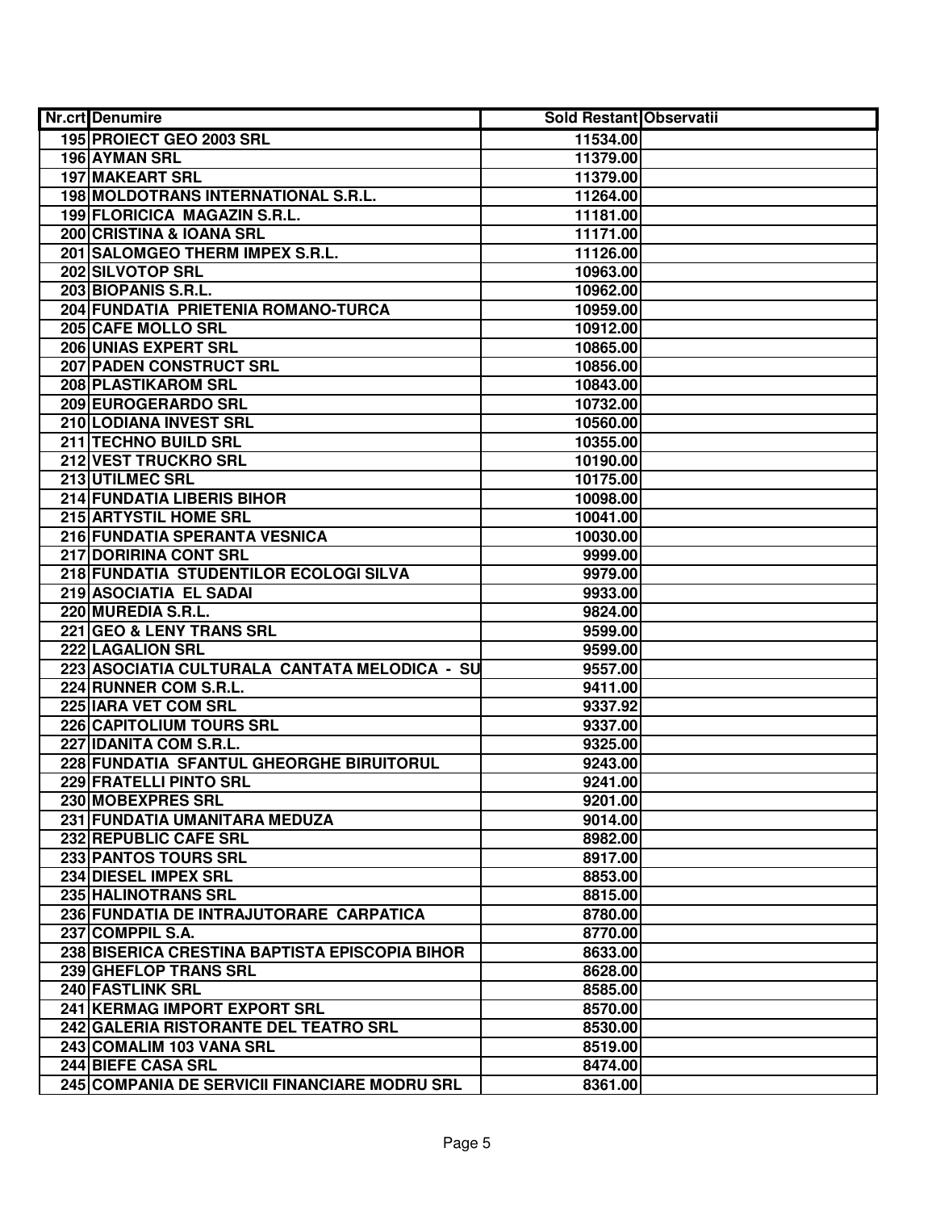| Nr.crt | Denumire | Sold Restant | Observatii |
|---|---|---|---|
| 195 | PROIECT GEO 2003 SRL | 11534.00 | |
| 196 | AYMAN SRL | 11379.00 | |
| 197 | MAKEART SRL | 11379.00 | |
| 198 | MOLDOTRANS INTERNATIONAL S.R.L. | 11264.00 | |
| 199 | FLORICICA MAGAZIN S.R.L. | 11181.00 | |
| 200 | CRISTINA & IOANA SRL | 11171.00 | |
| 201 | SALOMGEO THERM IMPEX S.R.L. | 11126.00 | |
| 202 | SILVOTOP SRL | 10963.00 | |
| 203 | BIOPANIS S.R.L. | 10962.00 | |
| 204 | FUNDATIA PRIETENIA ROMANO-TURCA | 10959.00 | |
| 205 | CAFE MOLLO SRL | 10912.00 | |
| 206 | UNIAS EXPERT SRL | 10865.00 | |
| 207 | PADEN CONSTRUCT SRL | 10856.00 | |
| 208 | PLASTIKAROM SRL | 10843.00 | |
| 209 | EUROGERARDO SRL | 10732.00 | |
| 210 | LODIANA INVEST SRL | 10560.00 | |
| 211 | TECHNO BUILD SRL | 10355.00 | |
| 212 | VEST TRUCKRO SRL | 10190.00 | |
| 213 | UTILMEC SRL | 10175.00 | |
| 214 | FUNDATIA LIBERIS BIHOR | 10098.00 | |
| 215 | ARTYSTIL HOME SRL | 10041.00 | |
| 216 | FUNDATIA SPERANTA VESNICA | 10030.00 | |
| 217 | DORIRINA CONT SRL | 9999.00 | |
| 218 | FUNDATIA STUDENTILOR ECOLOGI SILVA | 9979.00 | |
| 219 | ASOCIATIA EL SADAI | 9933.00 | |
| 220 | MUREDIA S.R.L. | 9824.00 | |
| 221 | GEO & LENY TRANS SRL | 9599.00 | |
| 222 | LAGALION SRL | 9599.00 | |
| 223 | ASOCIATIA CULTURALA CANTATA MELODICA - SU | 9557.00 | |
| 224 | RUNNER COM S.R.L. | 9411.00 | |
| 225 | IARA VET COM SRL | 9337.92 | |
| 226 | CAPITOLIUM TOURS SRL | 9337.00 | |
| 227 | IDANITA COM S.R.L. | 9325.00 | |
| 228 | FUNDATIA SFANTUL GHEORGHE BIRUITORUL | 9243.00 | |
| 229 | FRATELLI PINTO SRL | 9241.00 | |
| 230 | MOBEXPRES SRL | 9201.00 | |
| 231 | FUNDATIA UMANITARA MEDUZA | 9014.00 | |
| 232 | REPUBLIC CAFE SRL | 8982.00 | |
| 233 | PANTOS TOURS SRL | 8917.00 | |
| 234 | DIESEL IMPEX SRL | 8853.00 | |
| 235 | HALINOTRANS SRL | 8815.00 | |
| 236 | FUNDATIA DE INTRAJUTORARE CARPATICA | 8780.00 | |
| 237 | COMPPIL S.A. | 8770.00 | |
| 238 | BISERICA CRESTINA BAPTISTA EPISCOPIA BIHOR | 8633.00 | |
| 239 | GHEFLOP TRANS SRL | 8628.00 | |
| 240 | FASTLINK SRL | 8585.00 | |
| 241 | KERMAG IMPORT EXPORT SRL | 8570.00 | |
| 242 | GALERIA RISTORANTE DEL TEATRO SRL | 8530.00 | |
| 243 | COMALIM 103 VANA SRL | 8519.00 | |
| 244 | BIEFE CASA SRL | 8474.00 | |
| 245 | COMPANIA DE SERVICII FINANCIARE MODRU SRL | 8361.00 | |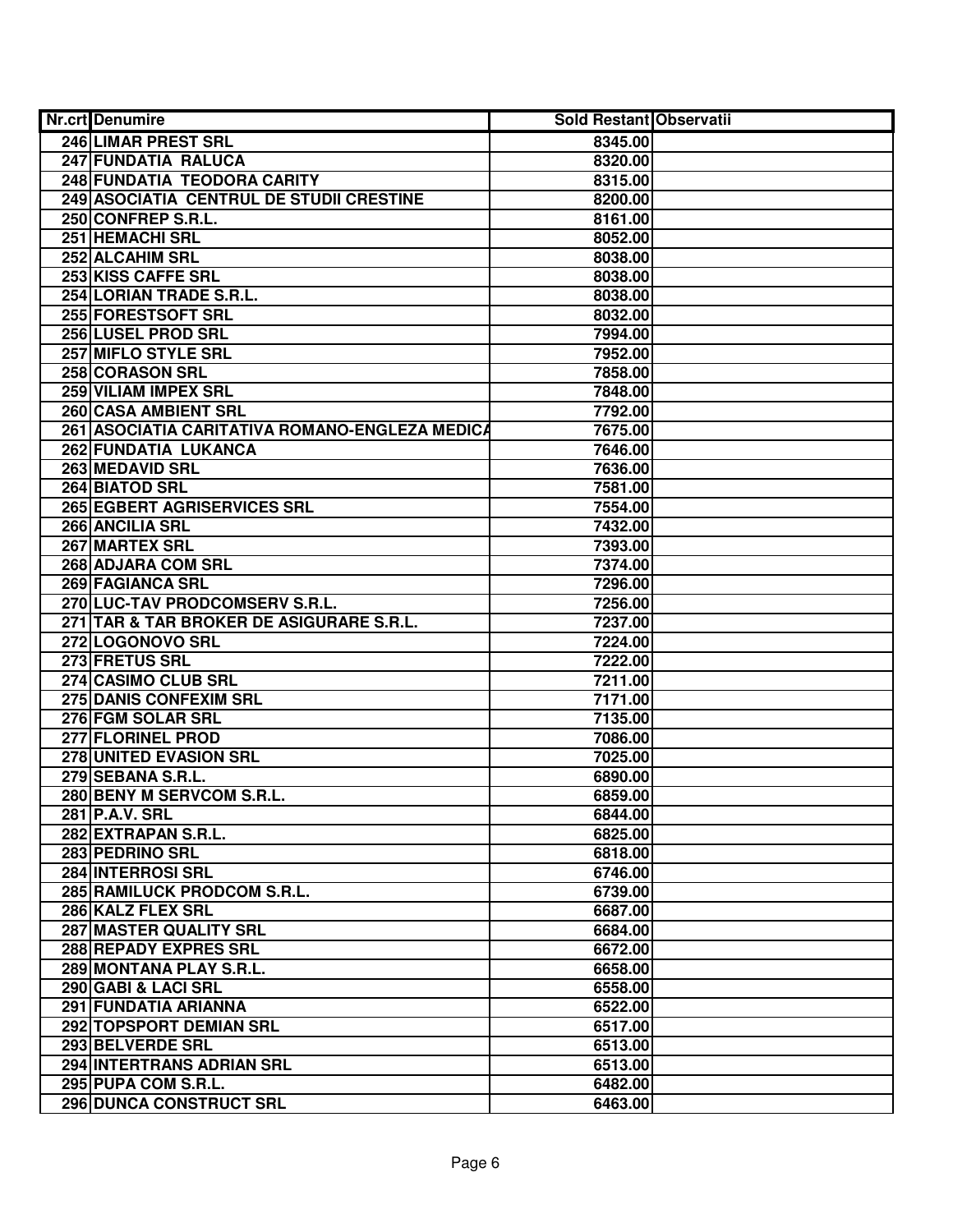| Nr.crt | Denumire | Sold Restant | Observatii |
|---|---|---|---|
| 246 | LIMAR PREST SRL | 8345.00 | |
| 247 | FUNDATIA RALUCA | 8320.00 | |
| 248 | FUNDATIA TEODORA CARITY | 8315.00 | |
| 249 | ASOCIATIA CENTRUL DE STUDII CRESTINE | 8200.00 | |
| 250 | CONFREP S.R.L. | 8161.00 | |
| 251 | HEMACHI SRL | 8052.00 | |
| 252 | ALCAHIM SRL | 8038.00 | |
| 253 | KISS CAFFE SRL | 8038.00 | |
| 254 | LORIAN TRADE S.R.L. | 8038.00 | |
| 255 | FORESTSOFT SRL | 8032.00 | |
| 256 | LUSEL PROD SRL | 7994.00 | |
| 257 | MIFLO STYLE SRL | 7952.00 | |
| 258 | CORASON SRL | 7858.00 | |
| 259 | VILIAM IMPEX SRL | 7848.00 | |
| 260 | CASA AMBIENT SRL | 7792.00 | |
| 261 | ASOCIATIA CARITATIVA ROMANO-ENGLEZA MEDICA | 7675.00 | |
| 262 | FUNDATIA LUKANCA | 7646.00 | |
| 263 | MEDAVID SRL | 7636.00 | |
| 264 | BIATOD SRL | 7581.00 | |
| 265 | EGBERT AGRISERVICES SRL | 7554.00 | |
| 266 | ANCILIA SRL | 7432.00 | |
| 267 | MARTEX SRL | 7393.00 | |
| 268 | ADJARA COM SRL | 7374.00 | |
| 269 | FAGIANCA SRL | 7296.00 | |
| 270 | LUC-TAV PRODCOMSERV S.R.L. | 7256.00 | |
| 271 | TAR & TAR BROKER DE ASIGURARE S.R.L. | 7237.00 | |
| 272 | LOGONOVO SRL | 7224.00 | |
| 273 | FRETUS SRL | 7222.00 | |
| 274 | CASIMO CLUB SRL | 7211.00 | |
| 275 | DANIS CONFEXIM SRL | 7171.00 | |
| 276 | FGM SOLAR SRL | 7135.00 | |
| 277 | FLORINEL PROD | 7086.00 | |
| 278 | UNITED EVASION SRL | 7025.00 | |
| 279 | SEBANA S.R.L. | 6890.00 | |
| 280 | BENY M SERVCOM S.R.L. | 6859.00 | |
| 281 | P.A.V. SRL | 6844.00 | |
| 282 | EXTRAPAN S.R.L. | 6825.00 | |
| 283 | PEDRINO SRL | 6818.00 | |
| 284 | INTERROSI SRL | 6746.00 | |
| 285 | RAMILUCK PRODCOM S.R.L. | 6739.00 | |
| 286 | KALZ FLEX SRL | 6687.00 | |
| 287 | MASTER QUALITY SRL | 6684.00 | |
| 288 | REPADY EXPRES SRL | 6672.00 | |
| 289 | MONTANA PLAY S.R.L. | 6658.00 | |
| 290 | GABI & LACI SRL | 6558.00 | |
| 291 | FUNDATIA ARIANNA | 6522.00 | |
| 292 | TOPSPORT DEMIAN SRL | 6517.00 | |
| 293 | BELVERDE SRL | 6513.00 | |
| 294 | INTERTRANS ADRIAN SRL | 6513.00 | |
| 295 | PUPA COM S.R.L. | 6482.00 | |
| 296 | DUNCA CONSTRUCT SRL | 6463.00 | |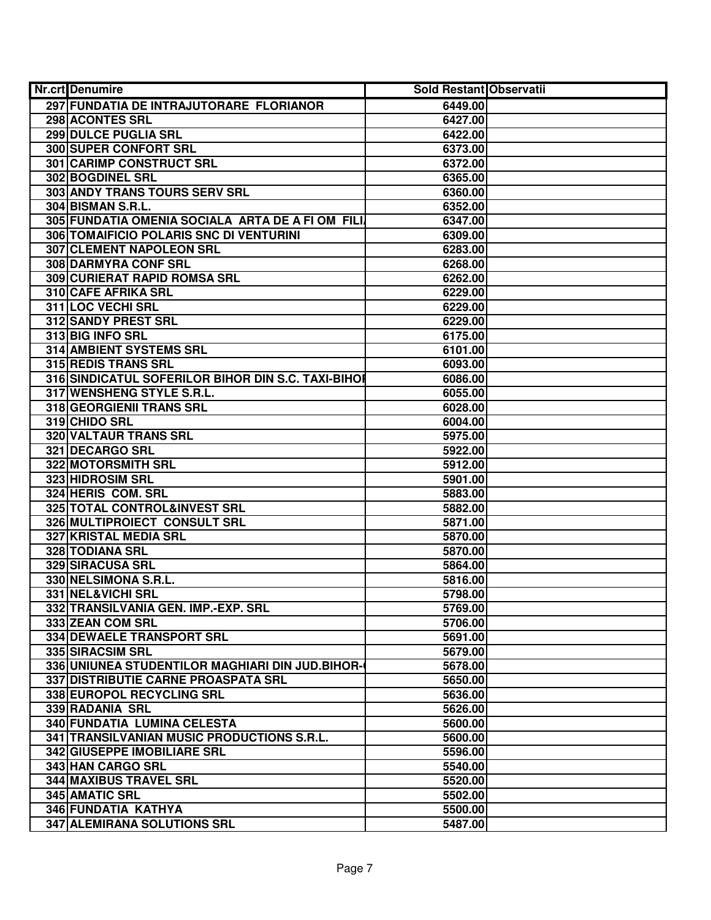| Nr.crt | Denumire | Sold Restant | Observatii |
|---|---|---|---|
| 297 | FUNDATIA DE INTRAJUTORARE FLORIANOR | 6449.00 | |
| 298 | ACONTES SRL | 6427.00 | |
| 299 | DULCE PUGLIA SRL | 6422.00 | |
| 300 | SUPER CONFORT SRL | 6373.00 | |
| 301 | CARIMP CONSTRUCT SRL | 6372.00 | |
| 302 | BOGDINEL SRL | 6365.00 | |
| 303 | ANDY TRANS TOURS SERV SRL | 6360.00 | |
| 304 | BISMAN S.R.L. | 6352.00 | |
| 305 | FUNDATIA OMENIA SOCIALA ARTA DE A FI OM FILI | 6347.00 | |
| 306 | TOMAIFICIO POLARIS SNC DI VENTURINI | 6309.00 | |
| 307 | CLEMENT NAPOLEON SRL | 6283.00 | |
| 308 | DARMYRA CONF SRL | 6268.00 | |
| 309 | CURIERAT RAPID ROMSA SRL | 6262.00 | |
| 310 | CAFE AFRIKA SRL | 6229.00 | |
| 311 | LOC VECHI SRL | 6229.00 | |
| 312 | SANDY PREST SRL | 6229.00 | |
| 313 | BIG INFO SRL | 6175.00 | |
| 314 | AMBIENT SYSTEMS SRL | 6101.00 | |
| 315 | REDIS TRANS SRL | 6093.00 | |
| 316 | SINDICATUL SOFERILOR BIHOR DIN S.C. TAXI-BIHOI | 6086.00 | |
| 317 | WENSHENG STYLE S.R.L. | 6055.00 | |
| 318 | GEORGIENII TRANS SRL | 6028.00 | |
| 319 | CHIDO SRL | 6004.00 | |
| 320 | VALTAUR TRANS SRL | 5975.00 | |
| 321 | DECARGO SRL | 5922.00 | |
| 322 | MOTORSMITH SRL | 5912.00 | |
| 323 | HIDROSIM SRL | 5901.00 | |
| 324 | HERIS COM. SRL | 5883.00 | |
| 325 | TOTAL CONTROL&INVEST SRL | 5882.00 | |
| 326 | MULTIPROIECT CONSULT SRL | 5871.00 | |
| 327 | KRISTAL MEDIA SRL | 5870.00 | |
| 328 | TODIANA SRL | 5870.00 | |
| 329 | SIRACUSA SRL | 5864.00 | |
| 330 | NELSIMONA S.R.L. | 5816.00 | |
| 331 | NEL&VICHI SRL | 5798.00 | |
| 332 | TRANSILVANIA GEN. IMP.-EXP. SRL | 5769.00 | |
| 333 | ZEAN COM SRL | 5706.00 | |
| 334 | DEWAELE TRANSPORT SRL | 5691.00 | |
| 335 | SIRACSIM SRL | 5679.00 | |
| 336 | UNIUNEA STUDENTILOR MAGHIARI DIN JUD.BIHOR- | 5678.00 | |
| 337 | DISTRIBUTIE CARNE PROASPATA SRL | 5650.00 | |
| 338 | EUROPOL RECYCLING SRL | 5636.00 | |
| 339 | RADANIA SRL | 5626.00 | |
| 340 | FUNDATIA LUMINA CELESTA | 5600.00 | |
| 341 | TRANSILVANIAN MUSIC PRODUCTIONS S.R.L. | 5600.00 | |
| 342 | GIUSEPPE IMOBILIARE SRL | 5596.00 | |
| 343 | HAN CARGO SRL | 5540.00 | |
| 344 | MAXIBUS TRAVEL SRL | 5520.00 | |
| 345 | AMATIC SRL | 5502.00 | |
| 346 | FUNDATIA KATHYA | 5500.00 | |
| 347 | ALEMIRANA SOLUTIONS SRL | 5487.00 | |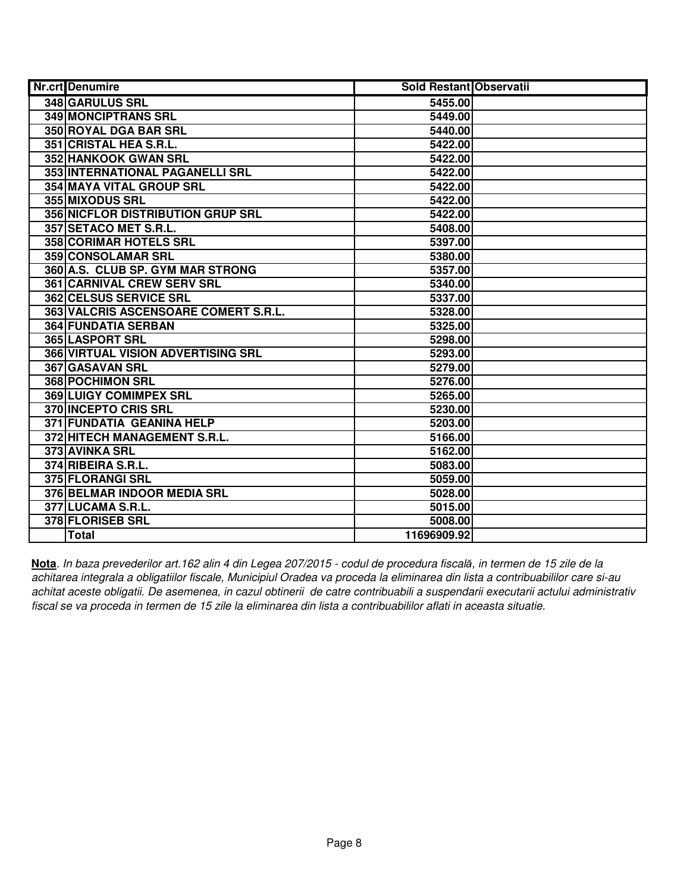| Nr.crt | Denumire | Sold Restant | Observatii |
|---|---|---|---|
| 348 | GARULUS SRL | 5455.00 | |
| 349 | MONCIPTRANS SRL | 5449.00 | |
| 350 | ROYAL DGA BAR SRL | 5440.00 | |
| 351 | CRISTAL HEA S.R.L. | 5422.00 | |
| 352 | HANKOOK GWAN SRL | 5422.00 | |
| 353 | INTERNATIONAL PAGANELLI SRL | 5422.00 | |
| 354 | MAYA VITAL GROUP SRL | 5422.00 | |
| 355 | MIXODUS SRL | 5422.00 | |
| 356 | NICFLOR DISTRIBUTION GRUP SRL | 5422.00 | |
| 357 | SETACO MET S.R.L. | 5408.00 | |
| 358 | CORIMAR HOTELS SRL | 5397.00 | |
| 359 | CONSOLAMAR SRL | 5380.00 | |
| 360 | A.S. CLUB SP. GYM MAR STRONG | 5357.00 | |
| 361 | CARNIVAL CREW SERV SRL | 5340.00 | |
| 362 | CELSUS SERVICE SRL | 5337.00 | |
| 363 | VALCRIS ASCENSOARE COMERT S.R.L. | 5328.00 | |
| 364 | FUNDATIA SERBAN | 5325.00 | |
| 365 | LASPORT SRL | 5298.00 | |
| 366 | VIRTUAL VISION ADVERTISING SRL | 5293.00 | |
| 367 | GASAVAN SRL | 5279.00 | |
| 368 | POCHIMON SRL | 5276.00 | |
| 369 | LUIGY COMIMPEX SRL | 5265.00 | |
| 370 | INCEPTO CRIS SRL | 5230.00 | |
| 371 | FUNDATIA GEANINA HELP | 5203.00 | |
| 372 | HITECH MANAGEMENT S.R.L. | 5166.00 | |
| 373 | AVINKA SRL | 5162.00 | |
| 374 | RIBEIRA S.R.L. | 5083.00 | |
| 375 | FLORANGI SRL | 5059.00 | |
| 376 | BELMAR INDOOR MEDIA SRL | 5028.00 | |
| 377 | LUCAMA S.R.L. | 5015.00 | |
| 378 | FLORISEB SRL | 5008.00 | |
| | Total | 11696909.92 | |

**Nota**. *In baza prevederilor art.162 alin 4 din Legea 207/2015 - codul de procedura fiscală, in termen de 15 zile de la achitarea integrala a obligatiilor fiscale, Municipiul Oradea va proceda la eliminarea din lista a contribuabililor care si-au achitat aceste obligatii. De asemenea, in cazul obtinerii de catre contribuabili a suspendarii executarii actului administrativ fiscal se va proceda in termen de 15 zile la eliminarea din lista a contribuabililor aflati in aceasta situatie.*